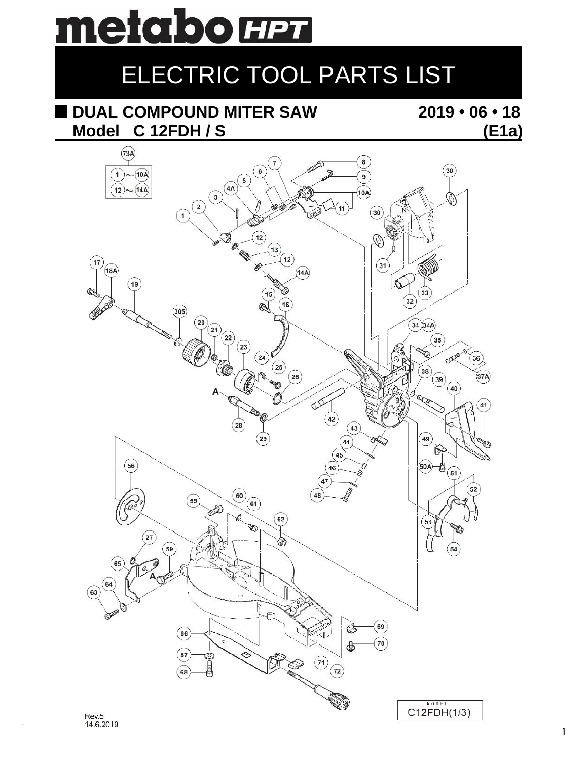# metabo HPT

# ELECTRIC TOOL PARTS LIST

## DUAL COMPOUND MITER SAW — 2019 • 06 • 18

## Model C 12FDH / S — (E1a)

Rev.5
14.6.2019

MODEL
C12FDH(1/3)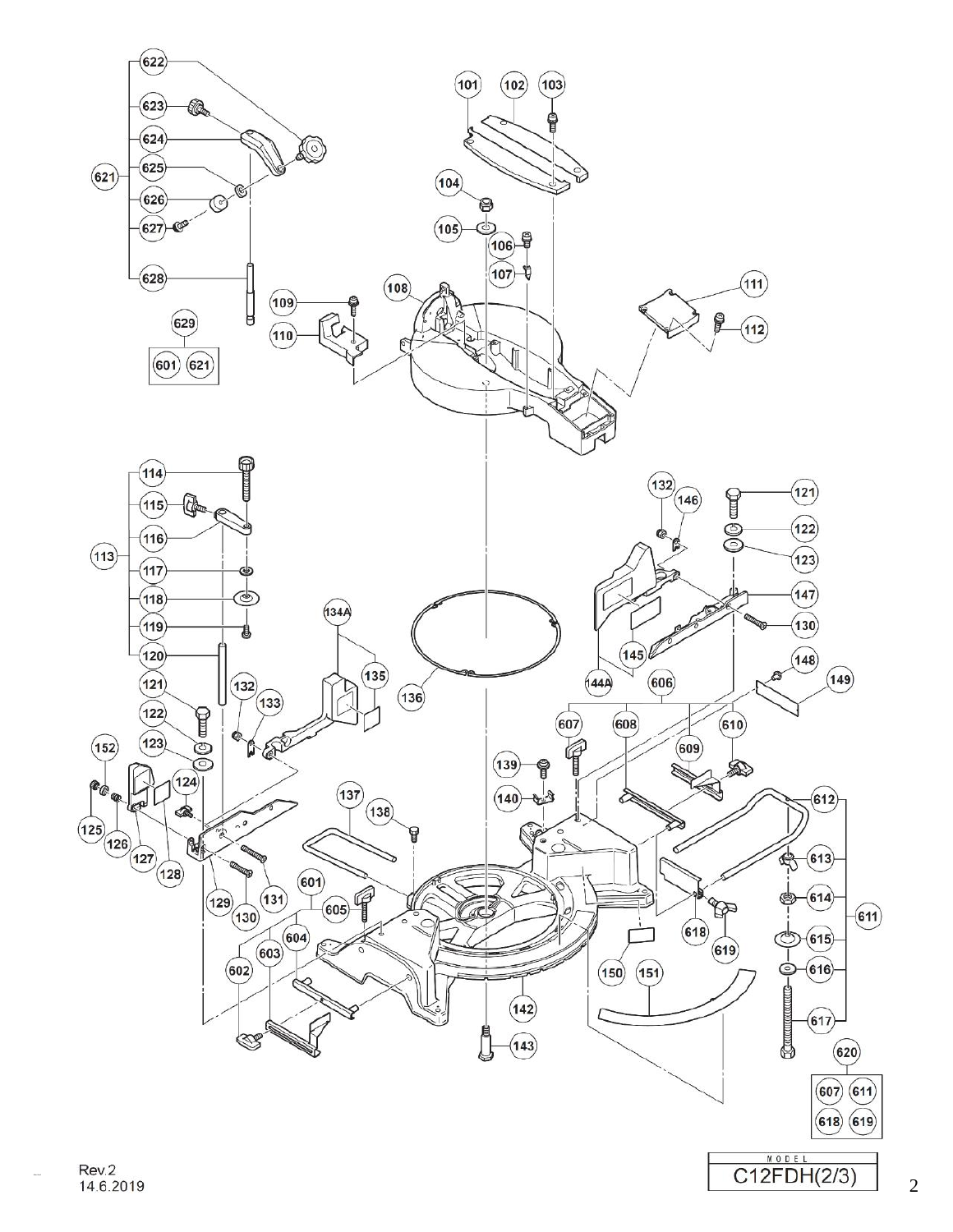Rev.2
14.6.2019

| MODEL |
| --- |
| C12FDH(2/3) |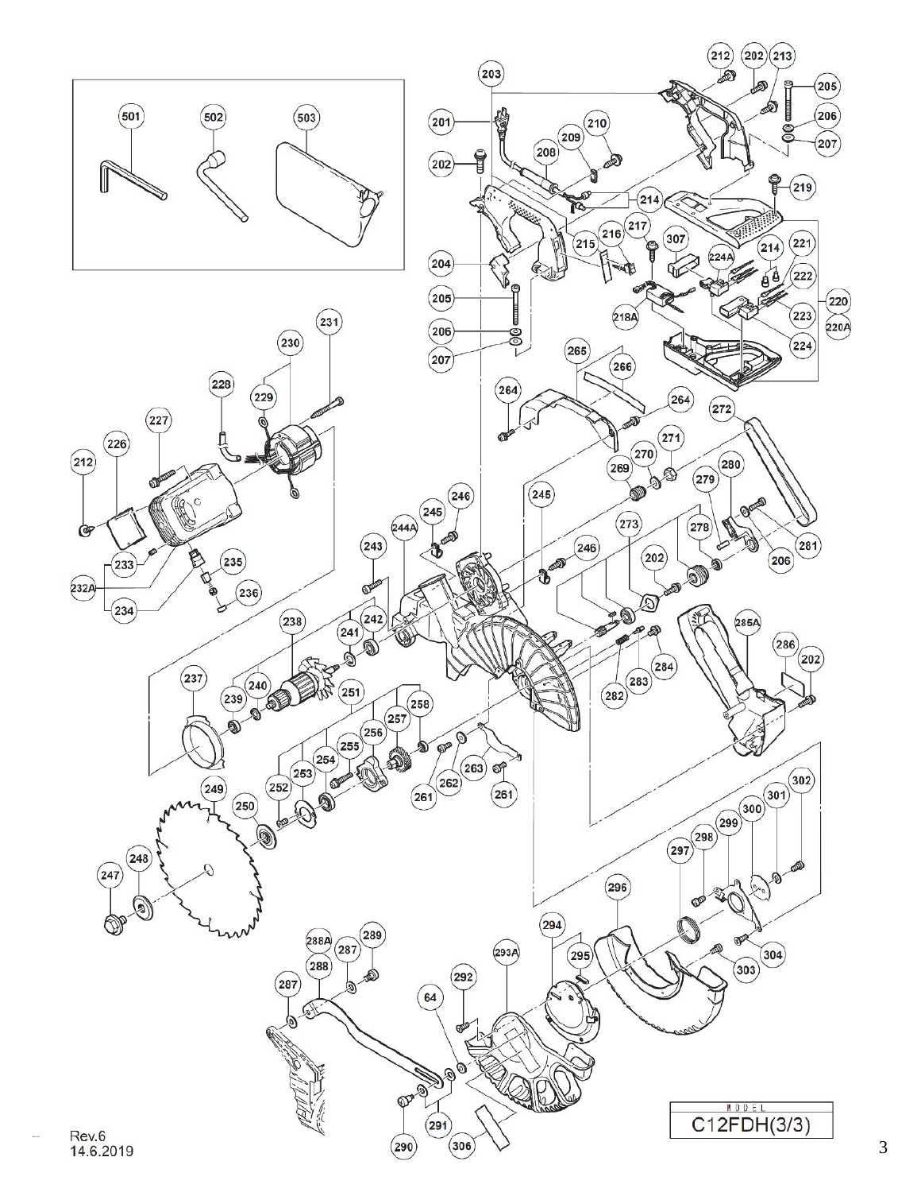MODEL

C12FDH(3/3)

Rev.6
14.6.2019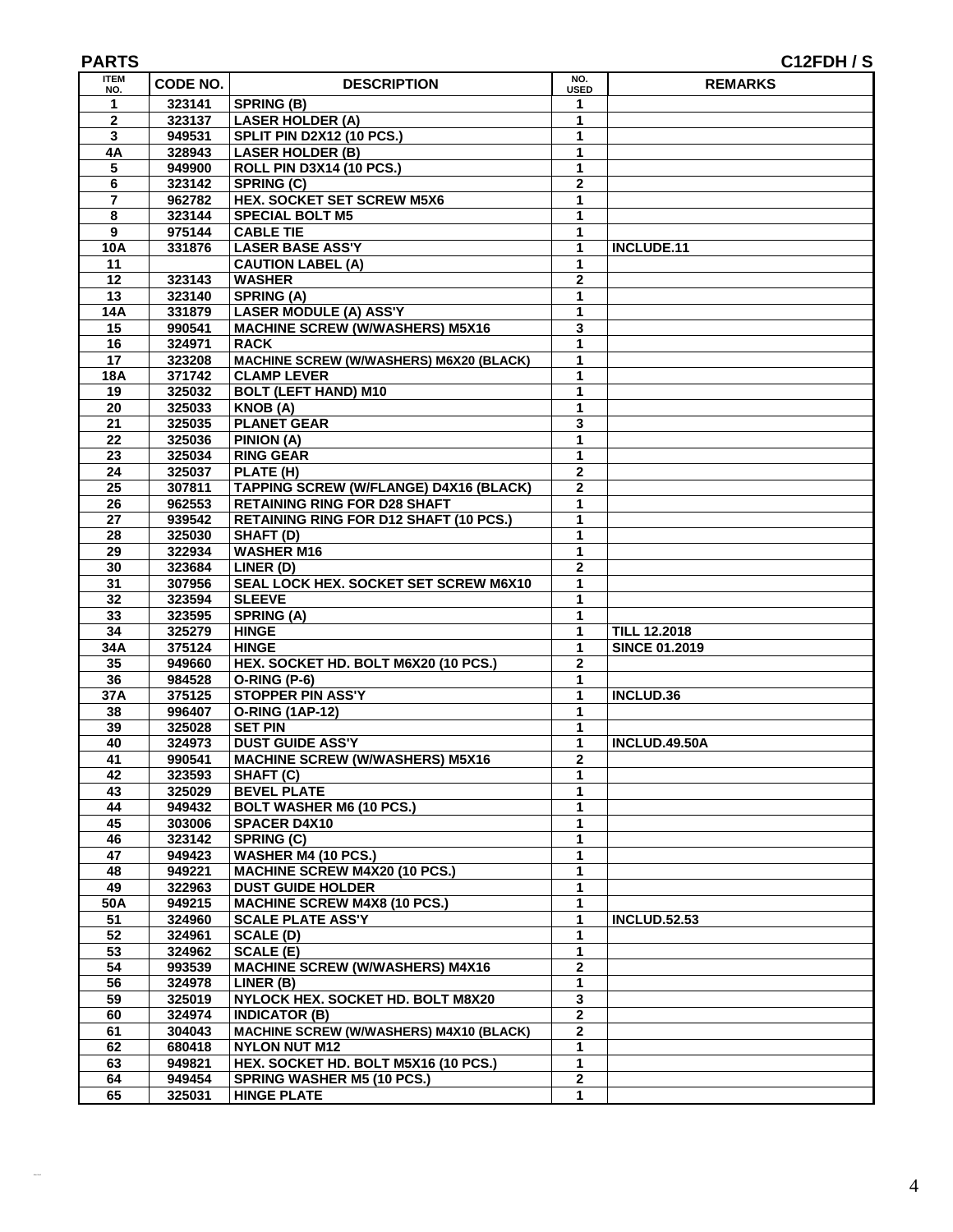**PARTS** **C12FDH / S**

| ITEM NO. | CODE NO. | DESCRIPTION | NO. USED | REMARKS |
|---|---|---|---|---|
| 1 | 323141 | SPRING (B) | 1 | |
| 2 | 323137 | LASER HOLDER (A) | 1 | |
| 3 | 949531 | SPLIT PIN D2X12 (10 PCS.) | 1 | |
| 4A | 328943 | LASER HOLDER (B) | 1 | |
| 5 | 949900 | ROLL PIN D3X14 (10 PCS.) | 1 | |
| 6 | 323142 | SPRING (C) | 2 | |
| 7 | 962782 | HEX. SOCKET SET SCREW M5X6 | 1 | |
| 8 | 323144 | SPECIAL BOLT M5 | 1 | |
| 9 | 975144 | CABLE TIE | 1 | |
| 10A | 331876 | LASER BASE ASS'Y | 1 | INCLUDE.11 |
| 11 | | CAUTION LABEL (A) | 1 | |
| 12 | 323143 | WASHER | 2 | |
| 13 | 323140 | SPRING (A) | 1 | |
| 14A | 331879 | LASER MODULE (A) ASS'Y | 1 | |
| 15 | 990541 | MACHINE SCREW (W/WASHERS) M5X16 | 3 | |
| 16 | 324971 | RACK | 1 | |
| 17 | 323208 | MACHINE SCREW (W/WASHERS) M6X20 (BLACK) | 1 | |
| 18A | 371742 | CLAMP LEVER | 1 | |
| 19 | 325032 | BOLT (LEFT HAND) M10 | 1 | |
| 20 | 325033 | KNOB (A) | 1 | |
| 21 | 325035 | PLANET GEAR | 3 | |
| 22 | 325036 | PINION (A) | 1 | |
| 23 | 325034 | RING GEAR | 1 | |
| 24 | 325037 | PLATE (H) | 2 | |
| 25 | 307811 | TAPPING SCREW (W/FLANGE) D4X16 (BLACK) | 2 | |
| 26 | 962553 | RETAINING RING FOR D28 SHAFT | 1 | |
| 27 | 939542 | RETAINING RING FOR D12 SHAFT (10 PCS.) | 1 | |
| 28 | 325030 | SHAFT (D) | 1 | |
| 29 | 322934 | WASHER M16 | 1 | |
| 30 | 323684 | LINER (D) | 2 | |
| 31 | 307956 | SEAL LOCK HEX. SOCKET SET SCREW M6X10 | 1 | |
| 32 | 323594 | SLEEVE | 1 | |
| 33 | 323595 | SPRING (A) | 1 | |
| 34 | 325279 | HINGE | 1 | TILL 12.2018 |
| 34A | 375124 | HINGE | 1 | SINCE 01.2019 |
| 35 | 949660 | HEX. SOCKET HD. BOLT M6X20 (10 PCS.) | 2 | |
| 36 | 984528 | O-RING (P-6) | 1 | |
| 37A | 375125 | STOPPER PIN ASS'Y | 1 | INCLUD.36 |
| 38 | 996407 | O-RING (1AP-12) | 1 | |
| 39 | 325028 | SET PIN | 1 | |
| 40 | 324973 | DUST GUIDE ASS'Y | 1 | INCLUD.49.50A |
| 41 | 990541 | MACHINE SCREW (W/WASHERS) M5X16 | 2 | |
| 42 | 323593 | SHAFT (C) | 1 | |
| 43 | 325029 | BEVEL PLATE | 1 | |
| 44 | 949432 | BOLT WASHER M6 (10 PCS.) | 1 | |
| 45 | 303006 | SPACER D4X10 | 1 | |
| 46 | 323142 | SPRING (C) | 1 | |
| 47 | 949423 | WASHER M4 (10 PCS.) | 1 | |
| 48 | 949221 | MACHINE SCREW M4X20 (10 PCS.) | 1 | |
| 49 | 322963 | DUST GUIDE HOLDER | 1 | |
| 50A | 949215 | MACHINE SCREW M4X8 (10 PCS.) | 1 | |
| 51 | 324960 | SCALE PLATE ASS'Y | 1 | INCLUD.52.53 |
| 52 | 324961 | SCALE (D) | 1 | |
| 53 | 324962 | SCALE (E) | 1 | |
| 54 | 993539 | MACHINE SCREW (W/WASHERS) M4X16 | 2 | |
| 56 | 324978 | LINER (B) | 1 | |
| 59 | 325019 | NYLOCK HEX. SOCKET HD. BOLT M8X20 | 3 | |
| 60 | 324974 | INDICATOR (B) | 2 | |
| 61 | 304043 | MACHINE SCREW (W/WASHERS) M4X10 (BLACK) | 2 | |
| 62 | 680418 | NYLON NUT M12 | 1 | |
| 63 | 949821 | HEX. SOCKET HD. BOLT M5X16 (10 PCS.) | 1 | |
| 64 | 949454 | SPRING WASHER M5 (10 PCS.) | 2 | |
| 65 | 325031 | HINGE PLATE | 1 | |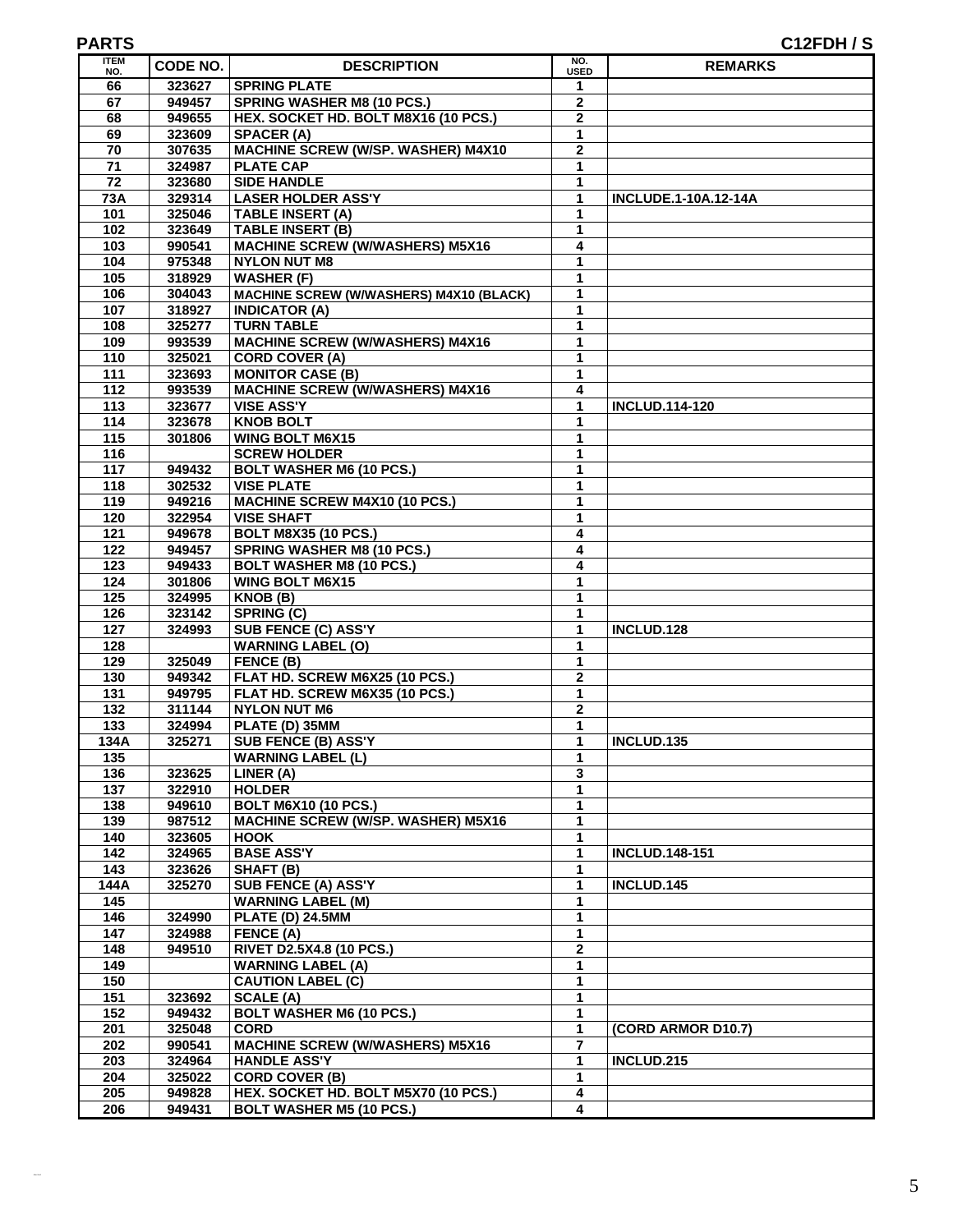**PARTS** **C12FDH / S**

| ITEM NO. | CODE NO. | DESCRIPTION | NO. USED | REMARKS |
|---|---|---|---|---|
| 66 | 323627 | SPRING PLATE | 1 | |
| 67 | 949457 | SPRING WASHER M8 (10 PCS.) | 2 | |
| 68 | 949655 | HEX. SOCKET HD. BOLT M8X16 (10 PCS.) | 2 | |
| 69 | 323609 | SPACER (A) | 1 | |
| 70 | 307635 | MACHINE SCREW (W/SP. WASHER) M4X10 | 2 | |
| 71 | 324987 | PLATE CAP | 1 | |
| 72 | 323680 | SIDE HANDLE | 1 | |
| 73A | 329314 | LASER HOLDER ASS'Y | 1 | INCLUDE.1-10A.12-14A |
| 101 | 325046 | TABLE INSERT (A) | 1 | |
| 102 | 323649 | TABLE INSERT (B) | 1 | |
| 103 | 990541 | MACHINE SCREW (W/WASHERS) M5X16 | 4 | |
| 104 | 975348 | NYLON NUT M8 | 1 | |
| 105 | 318929 | WASHER (F) | 1 | |
| 106 | 304043 | MACHINE SCREW (W/WASHERS) M4X10 (BLACK) | 1 | |
| 107 | 318927 | INDICATOR (A) | 1 | |
| 108 | 325277 | TURN TABLE | 1 | |
| 109 | 993539 | MACHINE SCREW (W/WASHERS) M4X16 | 1 | |
| 110 | 325021 | CORD COVER (A) | 1 | |
| 111 | 323693 | MONITOR CASE (B) | 1 | |
| 112 | 993539 | MACHINE SCREW (W/WASHERS) M4X16 | 4 | |
| 113 | 323677 | VISE ASS'Y | 1 | INCLUD.114-120 |
| 114 | 323678 | KNOB BOLT | 1 | |
| 115 | 301806 | WING BOLT M6X15 | 1 | |
| 116 | | SCREW HOLDER | 1 | |
| 117 | 949432 | BOLT WASHER M6 (10 PCS.) | 1 | |
| 118 | 302532 | VISE PLATE | 1 | |
| 119 | 949216 | MACHINE SCREW M4X10 (10 PCS.) | 1 | |
| 120 | 322954 | VISE SHAFT | 1 | |
| 121 | 949678 | BOLT M8X35 (10 PCS.) | 4 | |
| 122 | 949457 | SPRING WASHER M8 (10 PCS.) | 4 | |
| 123 | 949433 | BOLT WASHER M8 (10 PCS.) | 4 | |
| 124 | 301806 | WING BOLT M6X15 | 1 | |
| 125 | 324995 | KNOB (B) | 1 | |
| 126 | 323142 | SPRING (C) | 1 | |
| 127 | 324993 | SUB FENCE (C) ASS'Y | 1 | INCLUD.128 |
| 128 | | WARNING LABEL (O) | 1 | |
| 129 | 325049 | FENCE (B) | 1 | |
| 130 | 949342 | FLAT HD. SCREW M6X25 (10 PCS.) | 2 | |
| 131 | 949795 | FLAT HD. SCREW M6X35 (10 PCS.) | 1 | |
| 132 | 311144 | NYLON NUT M6 | 2 | |
| 133 | 324994 | PLATE (D) 35MM | 1 | |
| 134A | 325271 | SUB FENCE (B) ASS'Y | 1 | INCLUD.135 |
| 135 | | WARNING LABEL (L) | 1 | |
| 136 | 323625 | LINER (A) | 3 | |
| 137 | 322910 | HOLDER | 1 | |
| 138 | 949610 | BOLT M6X10 (10 PCS.) | 1 | |
| 139 | 987512 | MACHINE SCREW (W/SP. WASHER) M5X16 | 1 | |
| 140 | 323605 | HOOK | 1 | |
| 142 | 324965 | BASE ASS'Y | 1 | INCLUD.148-151 |
| 143 | 323626 | SHAFT (B) | 1 | |
| 144A | 325270 | SUB FENCE (A) ASS'Y | 1 | INCLUD.145 |
| 145 | | WARNING LABEL (M) | 1 | |
| 146 | 324990 | PLATE (D) 24.5MM | 1 | |
| 147 | 324988 | FENCE (A) | 1 | |
| 148 | 949510 | RIVET D2.5X4.8 (10 PCS.) | 2 | |
| 149 | | WARNING LABEL (A) | 1 | |
| 150 | | CAUTION LABEL (C) | 1 | |
| 151 | 323692 | SCALE (A) | 1 | |
| 152 | 949432 | BOLT WASHER M6 (10 PCS.) | 1 | |
| 201 | 325048 | CORD | 1 | (CORD ARMOR D10.7) |
| 202 | 990541 | MACHINE SCREW (W/WASHERS) M5X16 | 7 | |
| 203 | 324964 | HANDLE ASS'Y | 1 | INCLUD.215 |
| 204 | 325022 | CORD COVER (B) | 1 | |
| 205 | 949828 | HEX. SOCKET HD. BOLT M5X70 (10 PCS.) | 4 | |
| 206 | 949431 | BOLT WASHER M5 (10 PCS.) | 4 | |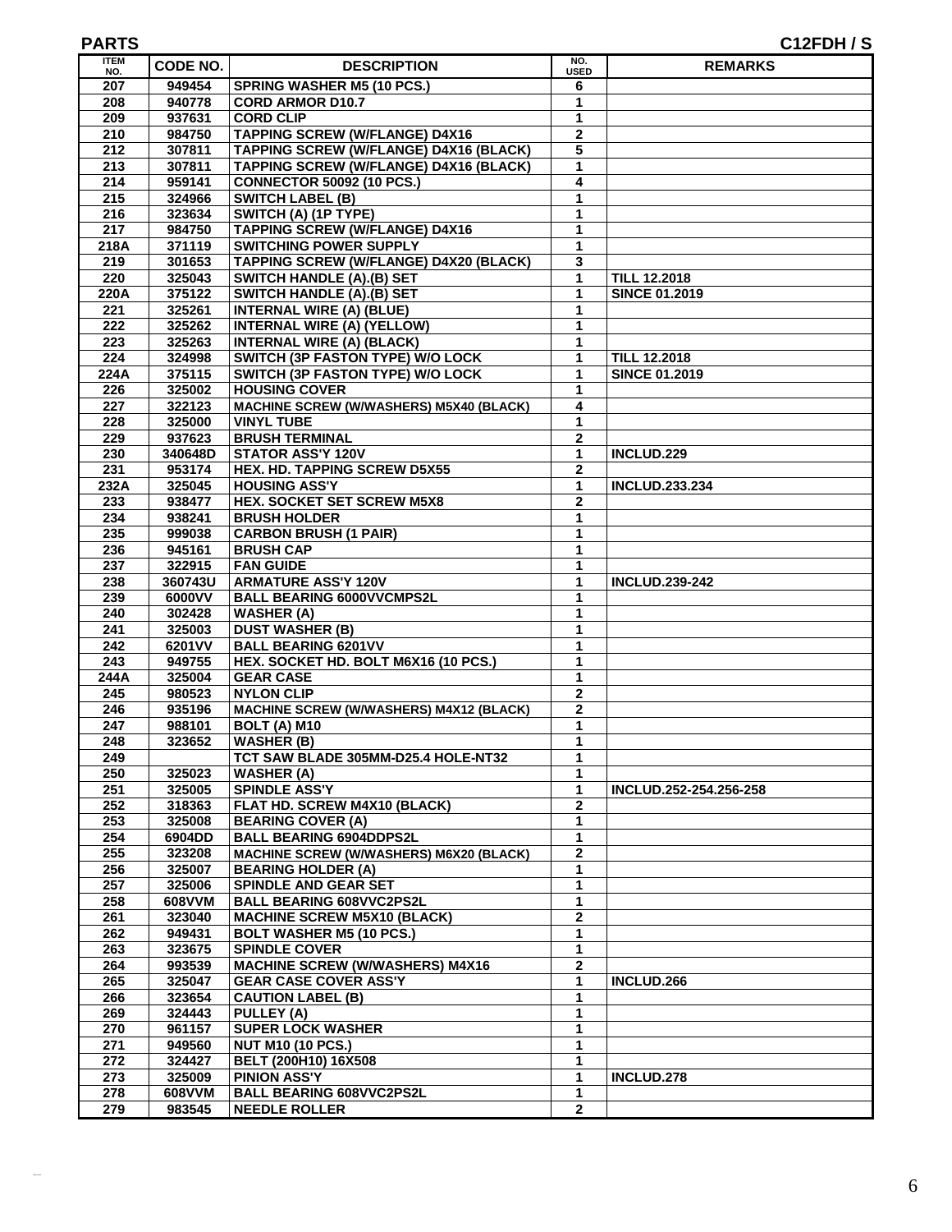**PARTS** **C12FDH / S**

| ITEM NO. | CODE NO. | DESCRIPTION | NO. USED | REMARKS |
|---|---|---|---|---|
| 207 | 949454 | SPRING WASHER M5 (10 PCS.) | 6 | |
| 208 | 940778 | CORD ARMOR D10.7 | 1 | |
| 209 | 937631 | CORD CLIP | 1 | |
| 210 | 984750 | TAPPING SCREW (W/FLANGE) D4X16 | 2 | |
| 212 | 307811 | TAPPING SCREW (W/FLANGE) D4X16 (BLACK) | 5 | |
| 213 | 307811 | TAPPING SCREW (W/FLANGE) D4X16 (BLACK) | 1 | |
| 214 | 959141 | CONNECTOR 50092 (10 PCS.) | 4 | |
| 215 | 324966 | SWITCH LABEL (B) | 1 | |
| 216 | 323634 | SWITCH (A) (1P TYPE) | 1 | |
| 217 | 984750 | TAPPING SCREW (W/FLANGE) D4X16 | 1 | |
| 218A | 371119 | SWITCHING POWER SUPPLY | 1 | |
| 219 | 301653 | TAPPING SCREW (W/FLANGE) D4X20 (BLACK) | 3 | |
| 220 | 325043 | SWITCH HANDLE (A).(B) SET | 1 | TILL 12.2018 |
| 220A | 375122 | SWITCH HANDLE (A).(B) SET | 1 | SINCE 01.2019 |
| 221 | 325261 | INTERNAL WIRE (A) (BLUE) | 1 | |
| 222 | 325262 | INTERNAL WIRE (A) (YELLOW) | 1 | |
| 223 | 325263 | INTERNAL WIRE (A) (BLACK) | 1 | |
| 224 | 324998 | SWITCH (3P FASTON TYPE) W/O LOCK | 1 | TILL 12.2018 |
| 224A | 375115 | SWITCH (3P FASTON TYPE) W/O LOCK | 1 | SINCE 01.2019 |
| 226 | 325002 | HOUSING COVER | 1 | |
| 227 | 322123 | MACHINE SCREW (W/WASHERS) M5X40 (BLACK) | 4 | |
| 228 | 325000 | VINYL TUBE | 1 | |
| 229 | 937623 | BRUSH TERMINAL | 2 | |
| 230 | 340648D | STATOR ASS'Y 120V | 1 | INCLUD.229 |
| 231 | 953174 | HEX. HD. TAPPING SCREW D5X55 | 2 | |
| 232A | 325045 | HOUSING ASS'Y | 1 | INCLUD.233.234 |
| 233 | 938477 | HEX. SOCKET SET SCREW M5X8 | 2 | |
| 234 | 938241 | BRUSH HOLDER | 1 | |
| 235 | 999038 | CARBON BRUSH (1 PAIR) | 1 | |
| 236 | 945161 | BRUSH CAP | 1 | |
| 237 | 322915 | FAN GUIDE | 1 | |
| 238 | 360743U | ARMATURE ASS'Y 120V | 1 | INCLUD.239-242 |
| 239 | 6000VV | BALL BEARING 6000VVCMPS2L | 1 | |
| 240 | 302428 | WASHER (A) | 1 | |
| 241 | 325003 | DUST WASHER (B) | 1 | |
| 242 | 6201VV | BALL BEARING 6201VV | 1 | |
| 243 | 949755 | HEX. SOCKET HD. BOLT M6X16 (10 PCS.) | 1 | |
| 244A | 325004 | GEAR CASE | 1 | |
| 245 | 980523 | NYLON CLIP | 2 | |
| 246 | 935196 | MACHINE SCREW (W/WASHERS) M4X12 (BLACK) | 2 | |
| 247 | 988101 | BOLT (A) M10 | 1 | |
| 248 | 323652 | WASHER (B) | 1 | |
| 249 | | TCT SAW BLADE 305MM-D25.4 HOLE-NT32 | 1 | |
| 250 | 325023 | WASHER (A) | 1 | |
| 251 | 325005 | SPINDLE ASS'Y | 1 | INCLUD.252-254.256-258 |
| 252 | 318363 | FLAT HD. SCREW M4X10 (BLACK) | 2 | |
| 253 | 325008 | BEARING COVER (A) | 1 | |
| 254 | 6904DD | BALL BEARING 6904DDPS2L | 1 | |
| 255 | 323208 | MACHINE SCREW (W/WASHERS) M6X20 (BLACK) | 2 | |
| 256 | 325007 | BEARING HOLDER (A) | 1 | |
| 257 | 325006 | SPINDLE AND GEAR SET | 1 | |
| 258 | 608VVM | BALL BEARING 608VVC2PS2L | 1 | |
| 261 | 323040 | MACHINE SCREW M5X10 (BLACK) | 2 | |
| 262 | 949431 | BOLT WASHER M5 (10 PCS.) | 1 | |
| 263 | 323675 | SPINDLE COVER | 1 | |
| 264 | 993539 | MACHINE SCREW (W/WASHERS) M4X16 | 2 | |
| 265 | 325047 | GEAR CASE COVER ASS'Y | 1 | INCLUD.266 |
| 266 | 323654 | CAUTION LABEL (B) | 1 | |
| 269 | 324443 | PULLEY (A) | 1 | |
| 270 | 961157 | SUPER LOCK WASHER | 1 | |
| 271 | 949560 | NUT M10 (10 PCS.) | 1 | |
| 272 | 324427 | BELT (200H10) 16X508 | 1 | |
| 273 | 325009 | PINION ASS'Y | 1 | INCLUD.278 |
| 278 | 608VVM | BALL BEARING 608VVC2PS2L | 1 | |
| 279 | 983545 | NEEDLE ROLLER | 2 | |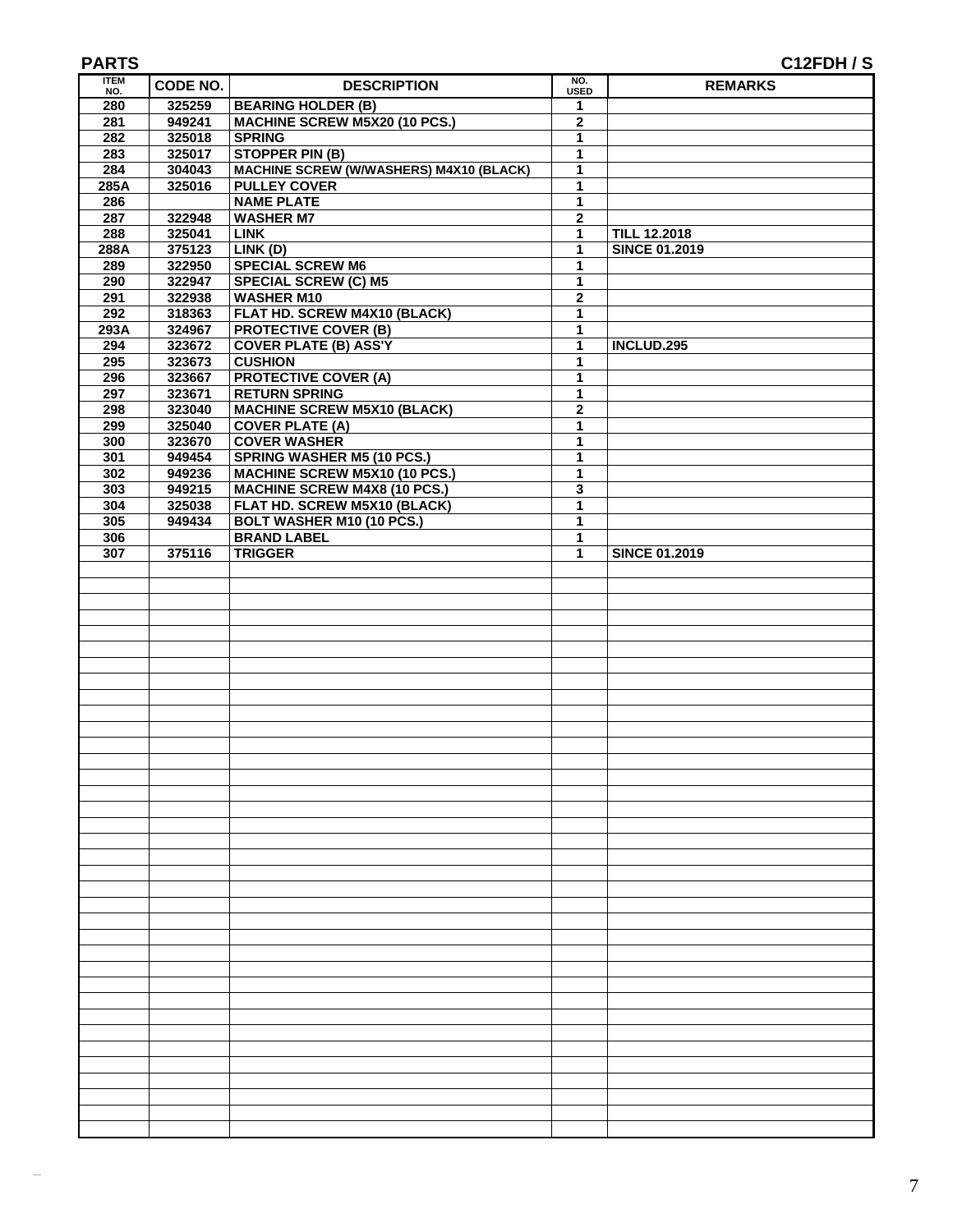**PARTS** **C12FDH / S**

| ITEM NO. | CODE NO. | DESCRIPTION | NO. USED | REMARKS |
|---|---|---|---|---|
| 280 | 325259 | BEARING HOLDER (B) | 1 | |
| 281 | 949241 | MACHINE SCREW M5X20 (10 PCS.) | 2 | |
| 282 | 325018 | SPRING | 1 | |
| 283 | 325017 | STOPPER PIN (B) | 1 | |
| 284 | 304043 | MACHINE SCREW (W/WASHERS) M4X10 (BLACK) | 1 | |
| 285A | 325016 | PULLEY COVER | 1 | |
| 286 | | NAME PLATE | 1 | |
| 287 | 322948 | WASHER M7 | 2 | |
| 288 | 325041 | LINK | 1 | TILL 12.2018 |
| 288A | 375123 | LINK (D) | 1 | SINCE 01.2019 |
| 289 | 322950 | SPECIAL SCREW M6 | 1 | |
| 290 | 322947 | SPECIAL SCREW (C) M5 | 1 | |
| 291 | 322938 | WASHER M10 | 2 | |
| 292 | 318363 | FLAT HD. SCREW M4X10 (BLACK) | 1 | |
| 293A | 324967 | PROTECTIVE COVER (B) | 1 | |
| 294 | 323672 | COVER PLATE (B) ASS'Y | 1 | INCLUD.295 |
| 295 | 323673 | CUSHION | 1 | |
| 296 | 323667 | PROTECTIVE COVER (A) | 1 | |
| 297 | 323671 | RETURN SPRING | 1 | |
| 298 | 323040 | MACHINE SCREW M5X10 (BLACK) | 2 | |
| 299 | 325040 | COVER PLATE (A) | 1 | |
| 300 | 323670 | COVER WASHER | 1 | |
| 301 | 949454 | SPRING WASHER M5 (10 PCS.) | 1 | |
| 302 | 949236 | MACHINE SCREW M5X10 (10 PCS.) | 1 | |
| 303 | 949215 | MACHINE SCREW M4X8 (10 PCS.) | 3 | |
| 304 | 325038 | FLAT HD. SCREW M5X10 (BLACK) | 1 | |
| 305 | 949434 | BOLT WASHER M10 (10 PCS.) | 1 | |
| 306 | | BRAND LABEL | 1 | |
| 307 | 375116 | TRIGGER | 1 | SINCE 01.2019 |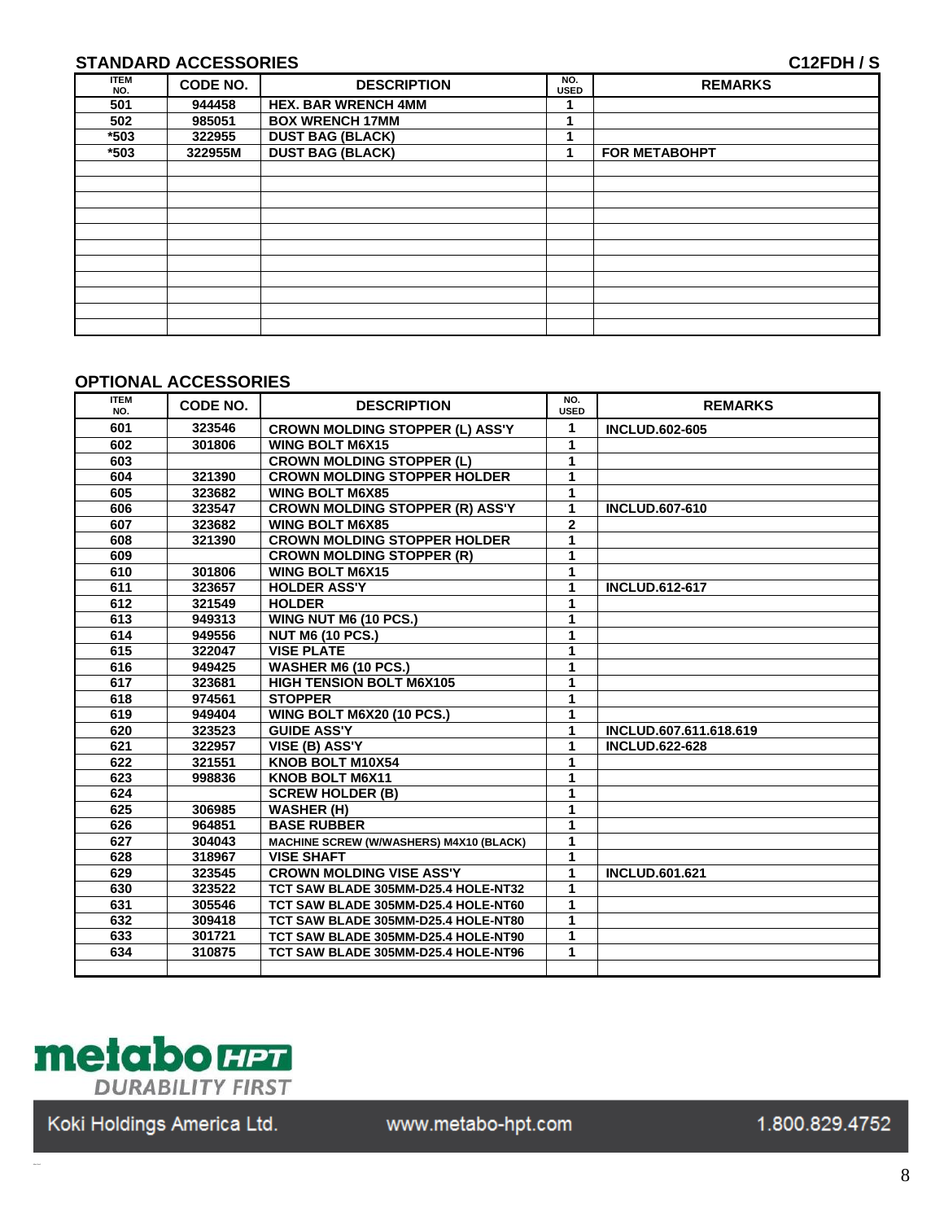## STANDARD ACCESSORIES

C12FDH / S

| ITEM NO. | CODE NO. | DESCRIPTION | NO. USED | REMARKS |
|---|---|---|---|---|
| 501 | 944458 | HEX. BAR WRENCH 4MM | 1 | |
| 502 | 985051 | BOX WRENCH 17MM | 1 | |
| *503 | 322955 | DUST BAG (BLACK) | 1 | |
| *503 | 322955M | DUST BAG (BLACK) | 1 | FOR METABOHPT |
| | | | | |
| | | | | |
| | | | | |
| | | | | |
| | | | | |
| | | | | |
| | | | | |
| | | | | |
| | | | | |
| | | | | |
| | | | | |

## OPTIONAL ACCESSORIES

| ITEM NO. | CODE NO. | DESCRIPTION | NO. USED | REMARKS |
|---|---|---|---|---|
| 601 | 323546 | CROWN MOLDING STOPPER (L) ASS'Y | 1 | INCLUD.602-605 |
| 602 | 301806 | WING BOLT M6X15 | 1 | |
| 603 | | CROWN MOLDING STOPPER (L) | 1 | |
| 604 | 321390 | CROWN MOLDING STOPPER HOLDER | 1 | |
| 605 | 323682 | WING BOLT M6X85 | 1 | |
| 606 | 323547 | CROWN MOLDING STOPPER (R) ASS'Y | 1 | INCLUD.607-610 |
| 607 | 323682 | WING BOLT M6X85 | 2 | |
| 608 | 321390 | CROWN MOLDING STOPPER HOLDER | 1 | |
| 609 | | CROWN MOLDING STOPPER (R) | 1 | |
| 610 | 301806 | WING BOLT M6X15 | 1 | |
| 611 | 323657 | HOLDER ASS'Y | 1 | INCLUD.612-617 |
| 612 | 321549 | HOLDER | 1 | |
| 613 | 949313 | WING NUT M6 (10 PCS.) | 1 | |
| 614 | 949556 | NUT M6 (10 PCS.) | 1 | |
| 615 | 322047 | VISE PLATE | 1 | |
| 616 | 949425 | WASHER M6 (10 PCS.) | 1 | |
| 617 | 323681 | HIGH TENSION BOLT M6X105 | 1 | |
| 618 | 974561 | STOPPER | 1 | |
| 619 | 949404 | WING BOLT M6X20 (10 PCS.) | 1 | |
| 620 | 323523 | GUIDE ASS'Y | 1 | INCLUD.607.611.618.619 |
| 621 | 322957 | VISE (B) ASS'Y | 1 | INCLUD.622-628 |
| 622 | 321551 | KNOB BOLT M10X54 | 1 | |
| 623 | 998836 | KNOB BOLT M6X11 | 1 | |
| 624 | | SCREW HOLDER (B) | 1 | |
| 625 | 306985 | WASHER (H) | 1 | |
| 626 | 964851 | BASE RUBBER | 1 | |
| 627 | 304043 | MACHINE SCREW (W/WASHERS) M4X10 (BLACK) | 1 | |
| 628 | 318967 | VISE SHAFT | 1 | |
| 629 | 323545 | CROWN MOLDING VISE ASS'Y | 1 | INCLUD.601.621 |
| 630 | 323522 | TCT SAW BLADE 305MM-D25.4 HOLE-NT32 | 1 | |
| 631 | 305546 | TCT SAW BLADE 305MM-D25.4 HOLE-NT60 | 1 | |
| 632 | 309418 | TCT SAW BLADE 305MM-D25.4 HOLE-NT80 | 1 | |
| 633 | 301721 | TCT SAW BLADE 305MM-D25.4 HOLE-NT90 | 1 | |
| 634 | 310875 | TCT SAW BLADE 305MM-D25.4 HOLE-NT96 | 1 | |
| | | | | |

metabo HPT
DURABILITY FIRST

Koki Holdings America Ltd. www.metabo-hpt.com 1.800.829.4752